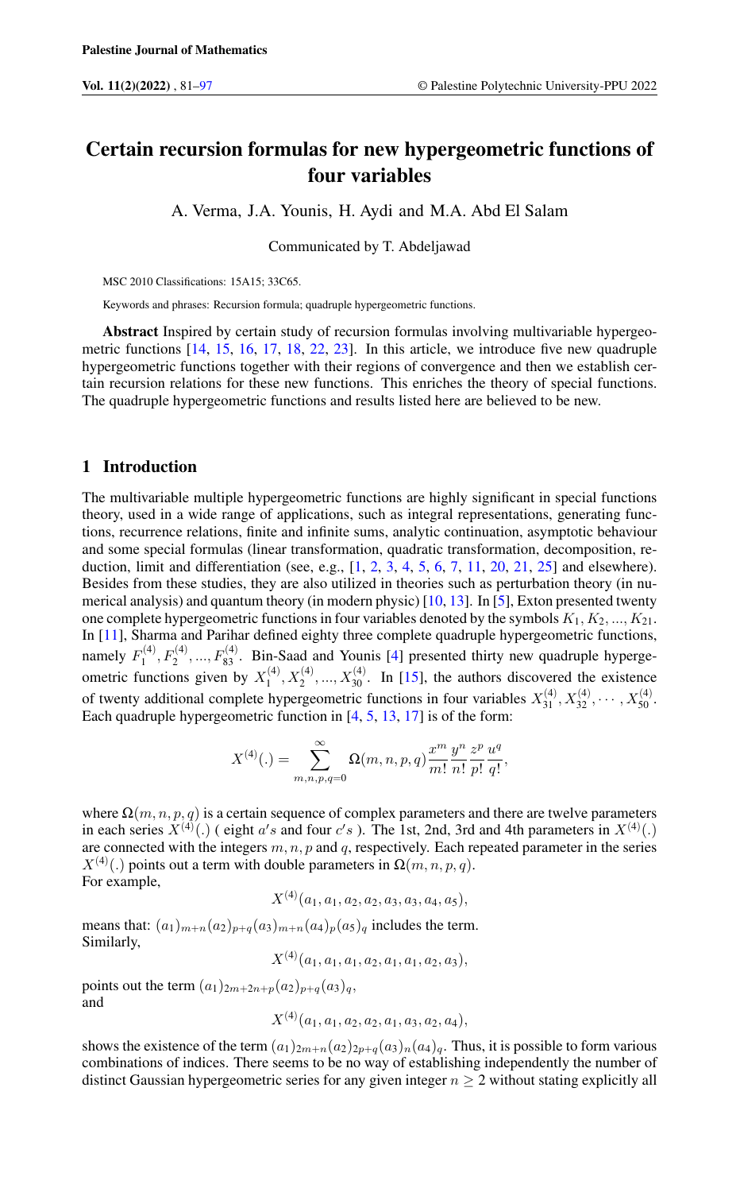# Certain recursion formulas for new hypergeometric functions of four variables

A. Verma, J.A. Younis, H. Aydi and M.A. Abd El Salam

Communicated by T. Abdeljawad

MSC 2010 Classifications: 15A15; 33C65.

Keywords and phrases: Recursion formula; quadruple hypergeometric functions.

**Abstract** Inspired by certain study of recursion formulas involving multivariable hypergeometric functions [14, 15, 16, 17, 18, 22, 23]. In this article, we introduce five new quadruple hypergeometric functions together with their regions of convergence and then we establish certain recursion relations for these new functions. This enriches the theory of special functions. The quadruple hypergeometric functions and results listed here are believed to be new.

## 1 Introduction

The multivariable multiple hypergeometric functions are highly significant in special functions theory, used in a wide range of applications, such as integral representations, generating functions, recurrence relations, finite and infinite sums, analytic continuation, asymptotic behaviour and some special formulas (linear transformation, quadratic transformation, decomposition, reduction, limit and differentiation (see, e.g., [1, 2, 3, 4, 5, 6, 7, 11, 20, 21, 25] and elsewhere). Besides from these studies, they are also utilized in theories such as perturbation theory (in numerical analysis) and quantum theory (in modern physic) [10, 13]. In [5], Exton presented twenty one complete hypergeometric functions in four variables denoted by the symbols $K_1, K_2, ..., K_{21}$. In [11], Sharma and Parihar defined eighty three complete quadruple hypergeometric functions, namely $F_1^{(4)}, F_2^{(4)}, ..., F_{83}^{(4)}$. Bin-Saad and Younis [4] presented thirty new quadruple hypergeometric functions given by $X_1^{(4)}, X_2^{(4)}, ..., X_{30}^{(4)}$. In [15], the authors discovered the existence of twenty additional complete hypergeometric functions in four variables $X_{31}^{(4)}, X_{32}^{(4)}, \cdots, X_{50}^{(4)}$. Each quadruple hypergeometric function in [4, 5, 13, 17] is of the form:

$$X^{(4)}(.) = \sum_{m,n,p,q=0}^{\infty} \Omega(m,n,p,q)\frac{x^m}{m!}\frac{y^n}{n!}\frac{z^p}{p!}\frac{u^q}{q!},$$

where $\Omega(m,n,p,q)$ is a certain sequence of complex parameters and there are twelve parameters in each series $X^{(4)}(.)$ ( eight $a's$ and four $c's$ ). The 1st, 2nd, 3rd and 4th parameters in $X^{(4)}(.)$ are connected with the integers $m, n, p$ and $q$, respectively. Each repeated parameter in the series $X^{(4)}(.)$ points out a term with double parameters in $\Omega(m,n,p,q)$.
For example,

$$X^{(4)}(a_1, a_1, a_2, a_2, a_3, a_3, a_4, a_5),$$

means that: $(a_1)_{m+n}(a_2)_{p+q}(a_3)_{m+n}(a_4)_p(a_5)_q$ includes the term.
Similarly,

$$X^{(4)}(a_1, a_1, a_1, a_2, a_1, a_1, a_2, a_3),$$

points out the term $(a_1)_{2m+2n+p}(a_2)_{p+q}(a_3)_q$,
and

$$X^{(4)}(a_1, a_1, a_2, a_2, a_1, a_3, a_2, a_4),$$

shows the existence of the term $(a_1)_{2m+n}(a_2)_{2p+q}(a_3)_n(a_4)_q$. Thus, it is possible to form various combinations of indices. There seems to be no way of establishing independently the number of distinct Gaussian hypergeometric series for any given integer $n \geq 2$ without stating explicitly all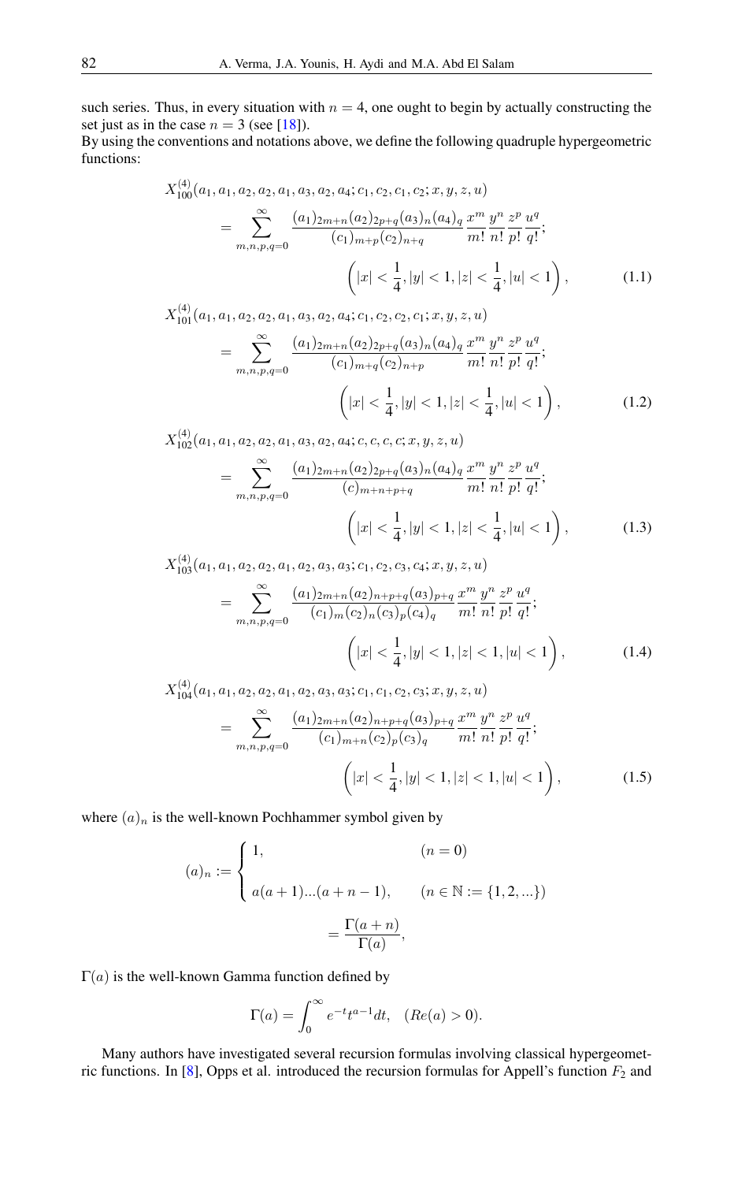such series. Thus, in every situation with $n = 4$, one ought to begin by actually constructing the set just as in the case $n = 3$ (see [18]).
By using the conventions and notations above, we define the following quadruple hypergeometric functions:

$$X_{100}^{(4)}(a_1, a_1, a_2, a_2, a_1, a_3, a_2, a_4; c_1, c_2, c_1, c_2; x, y, z, u)$$
$$= \sum_{m,n,p,q=0}^{\infty} \frac{(a_1)_{2m+n}(a_2)_{2p+q}(a_3)_n(a_4)_q}{(c_1)_{m+p}(c_2)_{n+q}} \frac{x^m}{m!} \frac{y^n}{n!} \frac{z^p}{p!} \frac{u^q}{q!};$$
$$\left(|x| < \frac{1}{4}, |y| < 1, |z| < \frac{1}{4}, |u| < 1\right), \tag{1.1}$$

$$X_{101}^{(4)}(a_1, a_1, a_2, a_2, a_1, a_3, a_2, a_4; c_1, c_2, c_2, c_1; x, y, z, u)$$
$$= \sum_{m,n,p,q=0}^{\infty} \frac{(a_1)_{2m+n}(a_2)_{2p+q}(a_3)_n(a_4)_q}{(c_1)_{m+q}(c_2)_{n+p}} \frac{x^m}{m!} \frac{y^n}{n!} \frac{z^p}{p!} \frac{u^q}{q!};$$
$$\left(|x| < \frac{1}{4}, |y| < 1, |z| < \frac{1}{4}, |u| < 1\right), \tag{1.2}$$

$$X_{102}^{(4)}(a_1, a_1, a_2, a_2, a_1, a_3, a_2, a_4; c, c, c, c; x, y, z, u)$$
$$= \sum_{m,n,p,q=0}^{\infty} \frac{(a_1)_{2m+n}(a_2)_{2p+q}(a_3)_n(a_4)_q}{(c)_{m+n+p+q}} \frac{x^m}{m!} \frac{y^n}{n!} \frac{z^p}{p!} \frac{u^q}{q!};$$
$$\left(|x| < \frac{1}{4}, |y| < 1, |z| < \frac{1}{4}, |u| < 1\right), \tag{1.3}$$

$$X_{103}^{(4)}(a_1, a_1, a_2, a_2, a_1, a_2, a_3, a_3; c_1, c_2, c_3, c_4; x, y, z, u)$$
$$= \sum_{m,n,p,q=0}^{\infty} \frac{(a_1)_{2m+n}(a_2)_{n+p+q}(a_3)_{p+q}}{(c_1)_m(c_2)_n(c_3)_p(c_4)_q} \frac{x^m}{m!} \frac{y^n}{n!} \frac{z^p}{p!} \frac{u^q}{q!};$$
$$\left(|x| < \frac{1}{4}, |y| < 1, |z| < 1, |u| < 1\right), \tag{1.4}$$

$$X_{104}^{(4)}(a_1, a_1, a_2, a_2, a_1, a_2, a_3, a_3; c_1, c_1, c_2, c_3; x, y, z, u)$$
$$= \sum_{m,n,p,q=0}^{\infty} \frac{(a_1)_{2m+n}(a_2)_{n+p+q}(a_3)_{p+q}}{(c_1)_{m+n}(c_2)_p(c_3)_q} \frac{x^m}{m!} \frac{y^n}{n!} \frac{z^p}{p!} \frac{u^q}{q!};$$
$$\left(|x| < \frac{1}{4}, |y| < 1, |z| < 1, |u| < 1\right), \tag{1.5}$$

where $(a)_n$ is the well-known Pochhammer symbol given by

$$(a)_n := \begin{cases} 1, & (n = 0) \\ a(a+1)...(a+n-1), & (n \in \mathbb{N} := \{1, 2, ...\}) \end{cases}$$
$$= \frac{\Gamma(a+n)}{\Gamma(a)},$$

$\Gamma(a)$ is the well-known Gamma function defined by

$$\Gamma(a) = \int_0^{\infty} e^{-t} t^{a-1} dt, \quad (Re(a) > 0).$$

Many authors have investigated several recursion formulas involving classical hypergeometric functions. In [8], Opps et al. introduced the recursion formulas for Appell's function $F_2$ and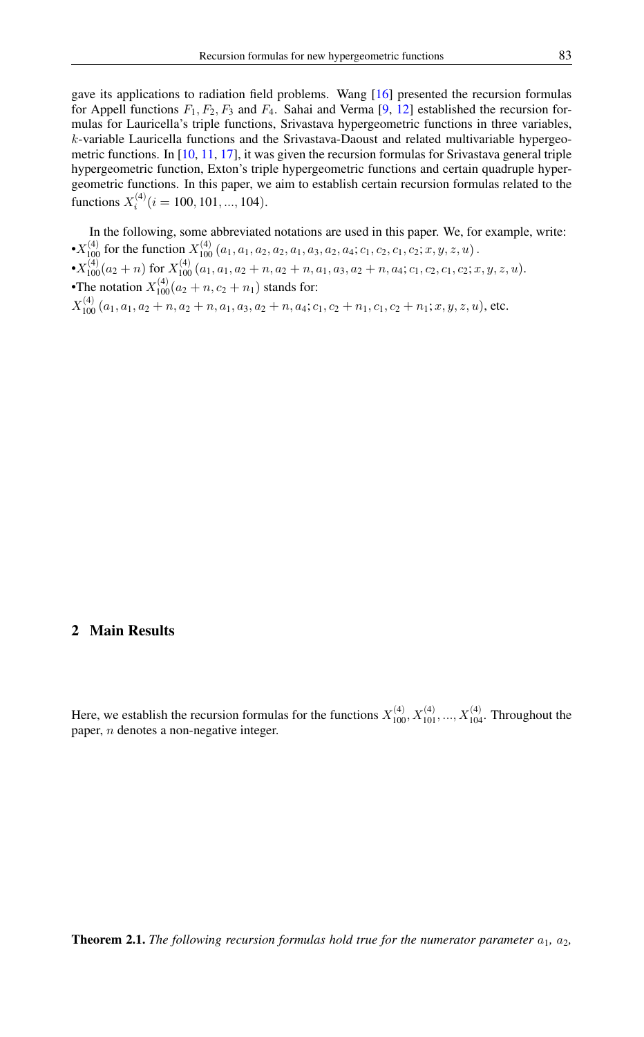gave its applications to radiation field problems. Wang [16] presented the recursion formulas for Appell functions $F_1, F_2, F_3$ and $F_4$. Sahai and Verma [9, 12] established the recursion formulas for Lauricella's triple functions, Srivastava hypergeometric functions in three variables, $k$-variable Lauricella functions and the Srivastava-Daoust and related multivariable hypergeometric functions. In [10, 11, 17], it was given the recursion formulas for Srivastava general triple hypergeometric function, Exton's triple hypergeometric functions and certain quadruple hypergeometric functions. In this paper, we aim to establish certain recursion formulas related to the functions $X_i^{(4)}(i = 100, 101, ..., 104)$.

In the following, some abbreviated notations are used in this paper. We, for example, write:

- $X_{100}^{(4)}$ for the function $X_{100}^{(4)}\left(a_1, a_1, a_2, a_2, a_1, a_3, a_2, a_4; c_1, c_2, c_1, c_2; x, y, z, u\right)$.
- $X_{100}^{(4)}(a_2 + n)$ for $X_{100}^{(4)}\left(a_1, a_1, a_2 + n, a_2 + n, a_1, a_3, a_2 + n, a_4; c_1, c_2, c_1, c_2; x, y, z, u\right)$.
- The notation $X_{100}^{(4)}(a_2 + n, c_2 + n_1)$ stands for:

$X_{100}^{(4)}\left(a_1, a_1, a_2 + n, a_2 + n, a_1, a_3, a_2 + n, a_4; c_1, c_2 + n_1, c_1, c_2 + n_1; x, y, z, u\right)$, etc.

## 2 Main Results

Here, we establish the recursion formulas for the functions $X_{100}^{(4)}, X_{101}^{(4)}, ..., X_{104}^{(4)}$. Throughout the paper, $n$ denotes a non-negative integer.

**Theorem 2.1.** *The following recursion formulas hold true for the numerator parameter $a_1$, $a_2$,*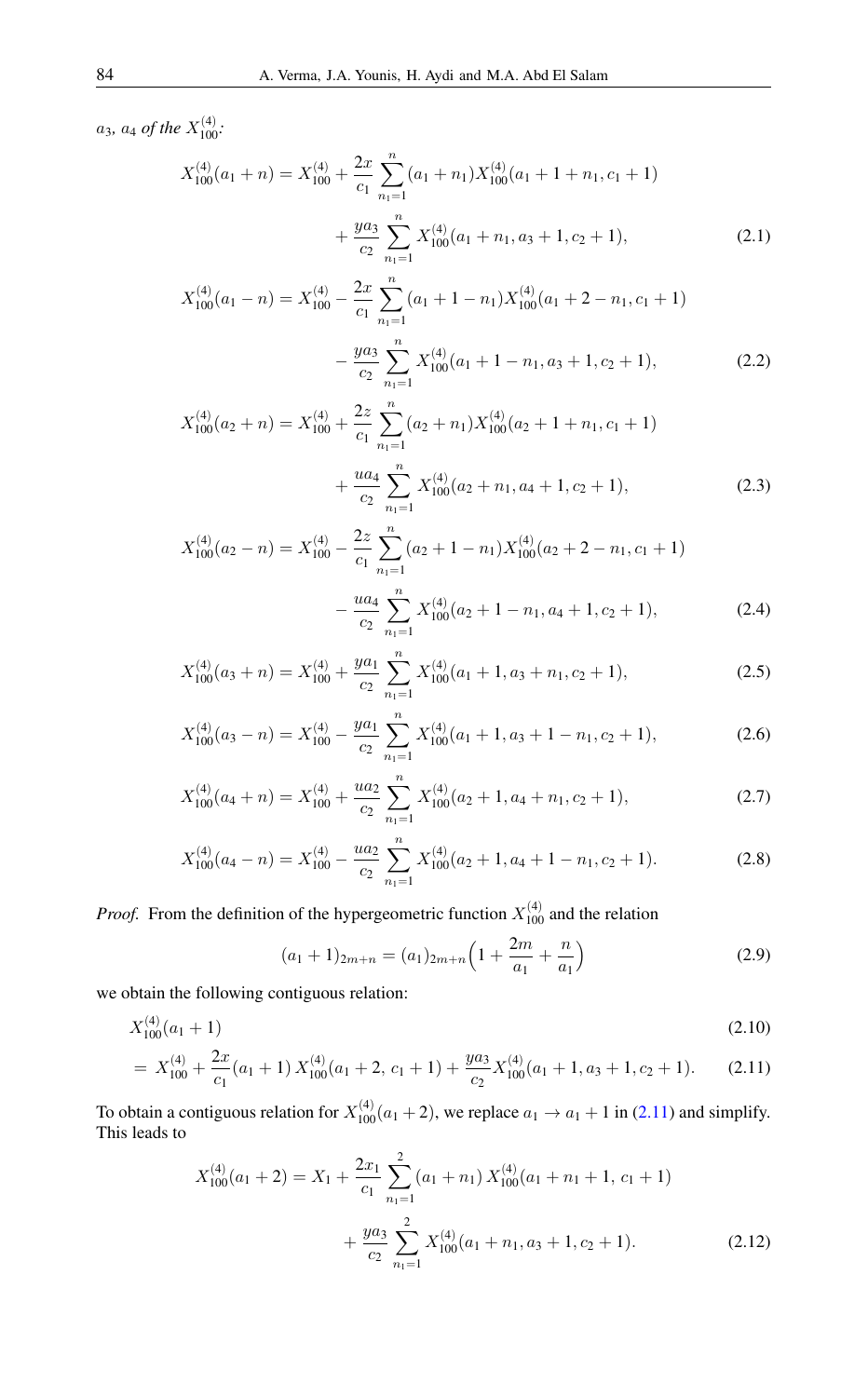*$a_3$, $a_4$ of the $X_{100}^{(4)}$:*

$$X_{100}^{(4)}(a_1+n) = X_{100}^{(4)} + \frac{2x}{c_1}\sum_{n_1=1}^{n}(a_1+n_1)X_{100}^{(4)}(a_1+1+n_1, c_1+1) + \frac{ya_3}{c_2}\sum_{n_1=1}^{n}X_{100}^{(4)}(a_1+n_1, a_3+1, c_2+1), \tag{2.1}$$

$$X_{100}^{(4)}(a_1-n) = X_{100}^{(4)} - \frac{2x}{c_1}\sum_{n_1=1}^{n}(a_1+1-n_1)X_{100}^{(4)}(a_1+2-n_1, c_1+1) - \frac{ya_3}{c_2}\sum_{n_1=1}^{n}X_{100}^{(4)}(a_1+1-n_1, a_3+1, c_2+1), \tag{2.2}$$

$$X_{100}^{(4)}(a_2+n) = X_{100}^{(4)} + \frac{2z}{c_1}\sum_{n_1=1}^{n}(a_2+n_1)X_{100}^{(4)}(a_2+1+n_1, c_1+1) + \frac{ua_4}{c_2}\sum_{n_1=1}^{n}X_{100}^{(4)}(a_2+n_1, a_4+1, c_2+1), \tag{2.3}$$

$$X_{100}^{(4)}(a_2-n) = X_{100}^{(4)} - \frac{2z}{c_1}\sum_{n_1=1}^{n}(a_2+1-n_1)X_{100}^{(4)}(a_2+2-n_1, c_1+1) - \frac{ua_4}{c_2}\sum_{n_1=1}^{n}X_{100}^{(4)}(a_2+1-n_1, a_4+1, c_2+1), \tag{2.4}$$

$$X_{100}^{(4)}(a_3+n) = X_{100}^{(4)} + \frac{ya_1}{c_2}\sum_{n_1=1}^{n}X_{100}^{(4)}(a_1+1, a_3+n_1, c_2+1), \tag{2.5}$$

$$X_{100}^{(4)}(a_3-n) = X_{100}^{(4)} - \frac{ya_1}{c_2}\sum_{n_1=1}^{n}X_{100}^{(4)}(a_1+1, a_3+1-n_1, c_2+1), \tag{2.6}$$

$$X_{100}^{(4)}(a_4+n) = X_{100}^{(4)} + \frac{ua_2}{c_2}\sum_{n_1=1}^{n}X_{100}^{(4)}(a_2+1, a_4+n_1, c_2+1), \tag{2.7}$$

$$X_{100}^{(4)}(a_4-n) = X_{100}^{(4)} - \frac{ua_2}{c_2}\sum_{n_1=1}^{n}X_{100}^{(4)}(a_2+1, a_4+1-n_1, c_2+1). \tag{2.8}$$

*Proof.* From the definition of the hypergeometric function $X_{100}^{(4)}$ and the relation

$$(a_1+1)_{2m+n} = (a_1)_{2m+n}\Big(1+\frac{2m}{a_1}+\frac{n}{a_1}\Big) \tag{2.9}$$

we obtain the following contiguous relation:

$$X_{100}^{(4)}(a_1+1) \tag{2.10}$$

$$= X_{100}^{(4)} + \frac{2x}{c_1}(a_1+1)\,X_{100}^{(4)}(a_1+2,\, c_1+1) + \frac{ya_3}{c_2}X_{100}^{(4)}(a_1+1, a_3+1, c_2+1). \tag{2.11}$$

To obtain a contiguous relation for $X_{100}^{(4)}(a_1+2)$, we replace $a_1 \to a_1+1$ in (2.11) and simplify. This leads to

$$X_{100}^{(4)}(a_1+2) = X_1 + \frac{2x_1}{c_1}\sum_{n_1=1}^{2}(a_1+n_1)\,X_{100}^{(4)}(a_1+n_1+1,\, c_1+1) + \frac{ya_3}{c_2}\sum_{n_1=1}^{2}X_{100}^{(4)}(a_1+n_1, a_3+1, c_2+1). \tag{2.12}$$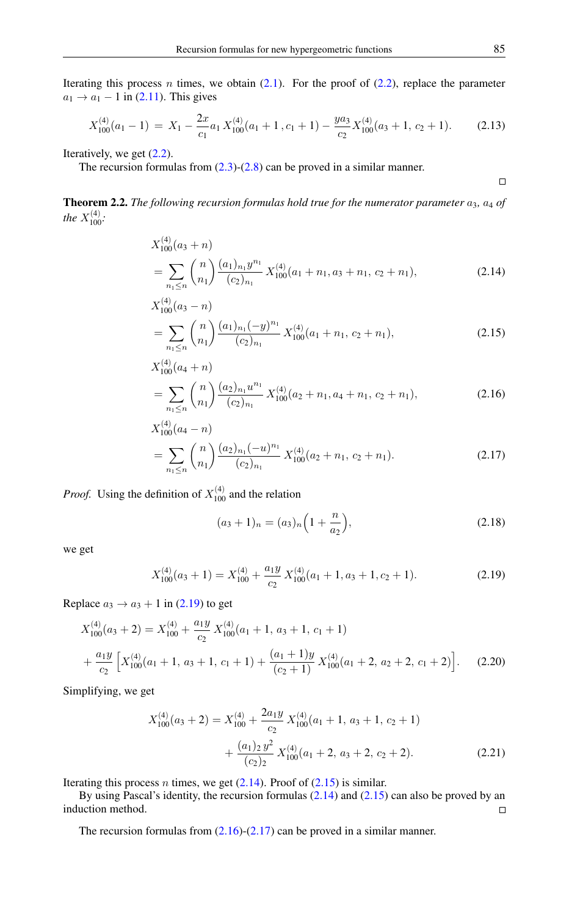Iterating this process $n$ times, we obtain (2.1). For the proof of (2.2), replace the parameter $a_1 \to a_1 - 1$ in (2.11). This gives

$$X_{100}^{(4)}(a_1 - 1) = X_1 - \frac{2x}{c_1} a_1 \, X_{100}^{(4)}(a_1 + 1\,, c_1 + 1) - \frac{ya_3}{c_2} X_{100}^{(4)}(a_3 + 1,\, c_2 + 1). \tag{2.13}$$

Iteratively, we get (2.2).

The recursion formulas from (2.3)-(2.8) can be proved in a similar manner.

□

**Theorem 2.2.** *The following recursion formulas hold true for the numerator parameter $a_3$, $a_4$ of the $X_{100}^{(4)}$:*

$$\begin{aligned} &X_{100}^{(4)}(a_3 + n) \\ &= \sum_{n_1 \le n} \binom{n}{n_1} \frac{(a_1)_{n_1} y^{n_1}}{(c_2)_{n_1}} \, X_{100}^{(4)}(a_1 + n_1, a_3 + n_1,\, c_2 + n_1), \end{aligned} \tag{2.14}$$

$$\begin{aligned} &X_{100}^{(4)}(a_3 - n) \\ &= \sum_{n_1 \le n} \binom{n}{n_1} \frac{(a_1)_{n_1} (-y)^{n_1}}{(c_2)_{n_1}} \, X_{100}^{(4)}(a_1 + n_1,\, c_2 + n_1), \end{aligned} \tag{2.15}$$

$$\begin{aligned} &X_{100}^{(4)}(a_4 + n) \\ &= \sum_{n_1 \le n} \binom{n}{n_1} \frac{(a_2)_{n_1} u^{n_1}}{(c_2)_{n_1}} \, X_{100}^{(4)}(a_2 + n_1, a_4 + n_1,\, c_2 + n_1), \end{aligned} \tag{2.16}$$

$$\begin{aligned} &X_{100}^{(4)}(a_4 - n) \\ &= \sum_{n_1 \le n} \binom{n}{n_1} \frac{(a_2)_{n_1} (-u)^{n_1}}{(c_2)_{n_1}} \, X_{100}^{(4)}(a_2 + n_1,\, c_2 + n_1). \end{aligned} \tag{2.17}$$

*Proof.* Using the definition of $X_{100}^{(4)}$ and the relation

$$(a_3 + 1)_n = (a_3)_n \Big( 1 + \frac{n}{a_2} \Big), \tag{2.18}$$

we get

$$X_{100}^{(4)}(a_3 + 1) = X_{100}^{(4)} + \frac{a_1 y}{c_2} \, X_{100}^{(4)}(a_1 + 1, a_3 + 1, c_2 + 1). \tag{2.19}$$

Replace $a_3 \to a_3 + 1$ in (2.19) to get

$$\begin{aligned} X_{100}^{(4)}(a_3 + 2) &= X_{100}^{(4)} + \frac{a_1 y}{c_2} \, X_{100}^{(4)}(a_1 + 1,\, a_3 + 1,\, c_1 + 1) \\ &+ \frac{a_1 y}{c_2} \Big[ X_{100}^{(4)}(a_1 + 1,\, a_3 + 1,\, c_1 + 1) + \frac{(a_1 + 1) y}{(c_2 + 1)} \, X_{100}^{(4)}(a_1 + 2,\, a_2 + 2,\, c_1 + 2) \Big]. \end{aligned} \tag{2.20}$$

Simplifying, we get

$$\begin{aligned} X_{100}^{(4)}(a_3 + 2) = X_{100}^{(4)} &+ \frac{2a_1 y}{c_2} \, X_{100}^{(4)}(a_1 + 1,\, a_3 + 1,\, c_2 + 1) \\ &+ \frac{(a_1)_2 \, y^2}{(c_2)_2} \, X_{100}^{(4)}(a_1 + 2,\, a_3 + 2,\, c_2 + 2). \end{aligned} \tag{2.21}$$

Iterating this process $n$ times, we get (2.14). Proof of (2.15) is similar.

By using Pascal's identity, the recursion formulas (2.14) and (2.15) can also be proved by an induction method. □

The recursion formulas from (2.16)-(2.17) can be proved in a similar manner.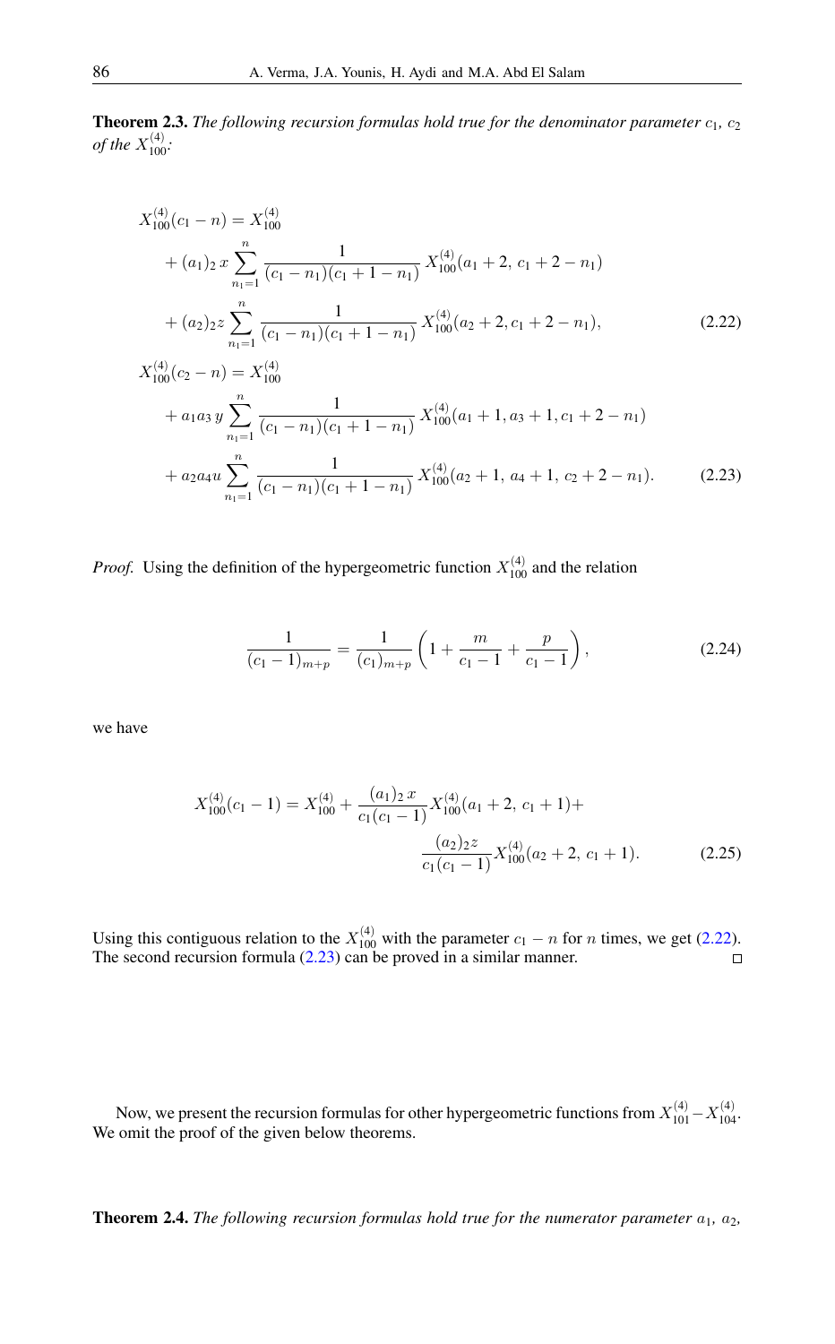**Theorem 2.3.** *The following recursion formulas hold true for the denominator parameter $c_1$, $c_2$ of the $X_{100}^{(4)}$:*

$$
\begin{aligned}
X_{100}^{(4)}(c_1 - n) &= X_{100}^{(4)} \\
&+ (a_1)_2\, x \sum_{n_1=1}^{n} \frac{1}{(c_1 - n_1)(c_1 + 1 - n_1)}\, X_{100}^{(4)}(a_1 + 2,\, c_1 + 2 - n_1) \\
&+ (a_2)_2 z \sum_{n_1=1}^{n} \frac{1}{(c_1 - n_1)(c_1 + 1 - n_1)}\, X_{100}^{(4)}(a_2 + 2, c_1 + 2 - n_1),
\end{aligned} \tag{2.22}
$$

$$
\begin{aligned}
X_{100}^{(4)}(c_2 - n) &= X_{100}^{(4)} \\
&+ a_1 a_3\, y \sum_{n_1=1}^{n} \frac{1}{(c_1 - n_1)(c_1 + 1 - n_1)}\, X_{100}^{(4)}(a_1 + 1, a_3 + 1, c_1 + 2 - n_1) \\
&+ a_2 a_4 u \sum_{n_1=1}^{n} \frac{1}{(c_1 - n_1)(c_1 + 1 - n_1)}\, X_{100}^{(4)}(a_2 + 1,\, a_4 + 1,\, c_2 + 2 - n_1).
\end{aligned} \tag{2.23}
$$

*Proof.* Using the definition of the hypergeometric function $X_{100}^{(4)}$ and the relation

$$
\frac{1}{(c_1 - 1)_{m+p}} = \frac{1}{(c_1)_{m+p}} \left( 1 + \frac{m}{c_1 - 1} + \frac{p}{c_1 - 1} \right), \tag{2.24}
$$

we have

$$
X_{100}^{(4)}(c_1 - 1) = X_{100}^{(4)} + \frac{(a_1)_2\, x}{c_1(c_1 - 1)} X_{100}^{(4)}(a_1 + 2,\, c_1 + 1) + \frac{(a_2)_2 z}{c_1(c_1 - 1)} X_{100}^{(4)}(a_2 + 2,\, c_1 + 1). \tag{2.25}
$$

Using this contiguous relation to the $X_{100}^{(4)}$ with the parameter $c_1 - n$ for $n$ times, we get (2.22). The second recursion formula (2.23) can be proved in a similar manner. □

Now, we present the recursion formulas for other hypergeometric functions from $X_{101}^{(4)} - X_{104}^{(4)}$. We omit the proof of the given below theorems.

**Theorem 2.4.** *The following recursion formulas hold true for the numerator parameter $a_1$, $a_2$,*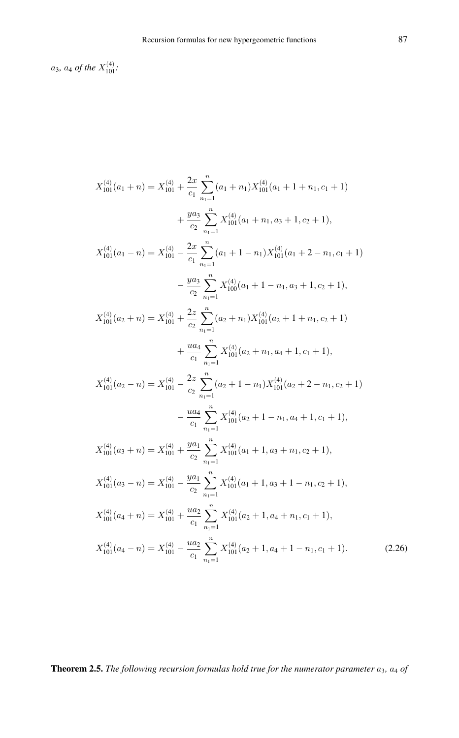$a_3$, $a_4$ *of the* $X_{101}^{(4)}$*:*

$$
\begin{aligned}
X_{101}^{(4)}(a_1+n) &= X_{101}^{(4)} + \frac{2x}{c_1}\sum_{n_1=1}^{n}(a_1+n_1)X_{101}^{(4)}(a_1+1+n_1, c_1+1) \\
&\quad + \frac{ya_3}{c_2}\sum_{n_1=1}^{n}X_{101}^{(4)}(a_1+n_1, a_3+1, c_2+1), \\
X_{101}^{(4)}(a_1-n) &= X_{101}^{(4)} - \frac{2x}{c_1}\sum_{n_1=1}^{n}(a_1+1-n_1)X_{101}^{(4)}(a_1+2-n_1, c_1+1) \\
&\quad - \frac{ya_3}{c_2}\sum_{n_1=1}^{n}X_{100}^{(4)}(a_1+1-n_1, a_3+1, c_2+1), \\
X_{101}^{(4)}(a_2+n) &= X_{101}^{(4)} + \frac{2z}{c_2}\sum_{n_1=1}^{n}(a_2+n_1)X_{101}^{(4)}(a_2+1+n_1, c_2+1) \\
&\quad + \frac{ua_4}{c_1}\sum_{n_1=1}^{n}X_{101}^{(4)}(a_2+n_1, a_4+1, c_1+1), \\
X_{101}^{(4)}(a_2-n) &= X_{101}^{(4)} - \frac{2z}{c_2}\sum_{n_1=1}^{n}(a_2+1-n_1)X_{101}^{(4)}(a_2+2-n_1, c_2+1) \\
&\quad - \frac{ua_4}{c_1}\sum_{n_1=1}^{n}X_{101}^{(4)}(a_2+1-n_1, a_4+1, c_1+1), \\
X_{101}^{(4)}(a_3+n) &= X_{101}^{(4)} + \frac{ya_1}{c_2}\sum_{n_1=1}^{n}X_{101}^{(4)}(a_1+1, a_3+n_1, c_2+1), \\
X_{101}^{(4)}(a_3-n) &= X_{101}^{(4)} - \frac{ya_1}{c_2}\sum_{n_1=1}^{n}X_{101}^{(4)}(a_1+1, a_3+1-n_1, c_2+1), \\
X_{101}^{(4)}(a_4+n) &= X_{101}^{(4)} + \frac{ua_2}{c_1}\sum_{n_1=1}^{n}X_{101}^{(4)}(a_2+1, a_4+n_1, c_1+1), \\
X_{101}^{(4)}(a_4-n) &= X_{101}^{(4)} - \frac{ua_2}{c_1}\sum_{n_1=1}^{n}X_{101}^{(4)}(a_2+1, a_4+1-n_1, c_1+1).
\end{aligned}
\tag{2.26}
$$

**Theorem 2.5.** *The following recursion formulas hold true for the numerator parameter* $a_3$*,* $a_4$ *of*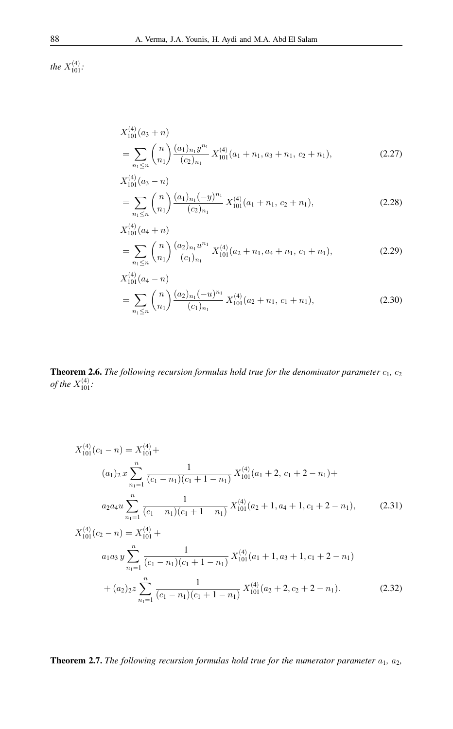*the* $X_{101}^{(4)}$*:*

$$
\begin{aligned}
&X_{101}^{(4)}(a_3+n)\\
&=\sum_{n_1\le n}\binom{n}{n_1}\frac{(a_1)_{n_1}y^{n_1}}{(c_2)_{n_1}}\,X_{101}^{(4)}(a_1+n_1,a_3+n_1,\,c_2+n_1),
\end{aligned}
\tag{2.27}
$$

$$
\begin{aligned}
&X_{101}^{(4)}(a_3-n)\\
&=\sum_{n_1\le n}\binom{n}{n_1}\frac{(a_1)_{n_1}(-y)^{n_1}}{(c_2)_{n_1}}\,X_{101}^{(4)}(a_1+n_1,\,c_2+n_1),
\end{aligned}
\tag{2.28}
$$

$$
\begin{aligned}
&X_{101}^{(4)}(a_4+n)\\
&=\sum_{n_1\le n}\binom{n}{n_1}\frac{(a_2)_{n_1}u^{n_1}}{(c_1)_{n_1}}\,X_{101}^{(4)}(a_2+n_1,a_4+n_1,\,c_1+n_1),
\end{aligned}
\tag{2.29}
$$

$$
\begin{aligned}
&X_{101}^{(4)}(a_4-n)\\
&=\sum_{n_1\le n}\binom{n}{n_1}\frac{(a_2)_{n_1}(-u)^{n_1}}{(c_1)_{n_1}}\,X_{101}^{(4)}(a_2+n_1,\,c_1+n_1),
\end{aligned}
\tag{2.30}
$$

**Theorem 2.6.** *The following recursion formulas hold true for the denominator parameter* $c_1$*,* $c_2$ *of the* $X_{101}^{(4)}$*:*

$$
\begin{aligned}
X_{101}^{(4)}(c_1-n)=X_{101}^{(4)}+&\\
&(a_1)_2\,x\sum_{n_1=1}^{n}\frac{1}{(c_1-n_1)(c_1+1-n_1)}\,X_{101}^{(4)}(a_1+2,\,c_1+2-n_1)+\\
&a_2a_4u\sum_{n_1=1}^{n}\frac{1}{(c_1-n_1)(c_1+1-n_1)}\,X_{101}^{(4)}(a_2+1,a_4+1,c_1+2-n_1),
\end{aligned}
\tag{2.31}
$$

$$
\begin{aligned}
X_{101}^{(4)}(c_2-n)=X_{101}^{(4)}+&\\
&a_1a_3\,y\sum_{n_1=1}^{n}\frac{1}{(c_1-n_1)(c_1+1-n_1)}\,X_{101}^{(4)}(a_1+1,a_3+1,c_1+2-n_1)\\
&+(a_2)_2z\sum_{n_1=1}^{n}\frac{1}{(c_1-n_1)(c_1+1-n_1)}\,X_{101}^{(4)}(a_2+2,c_2+2-n_1).
\end{aligned}
\tag{2.32}
$$

**Theorem 2.7.** *The following recursion formulas hold true for the numerator parameter* $a_1$*,* $a_2$*,*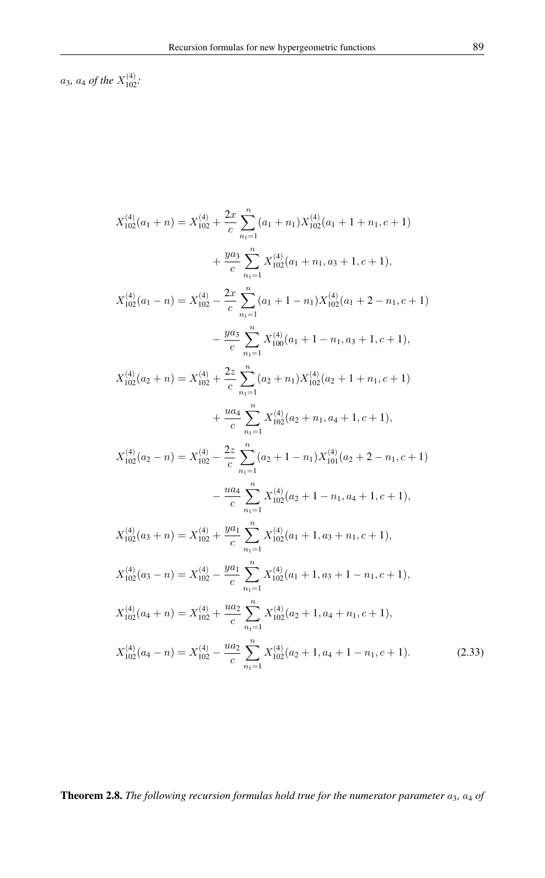$a_3$, $a_4$ *of the* $X_{102}^{(4)}$*:*

$$
\begin{aligned}
X_{102}^{(4)}(a_1+n) &= X_{102}^{(4)} + \frac{2x}{c}\sum_{n_1=1}^{n}(a_1+n_1)X_{102}^{(4)}(a_1+1+n_1, c+1) \\
&\quad + \frac{ya_3}{c}\sum_{n_1=1}^{n} X_{102}^{(4)}(a_1+n_1, a_3+1, c+1), \\
X_{102}^{(4)}(a_1-n) &= X_{102}^{(4)} - \frac{2x}{c}\sum_{n_1=1}^{n}(a_1+1-n_1)X_{102}^{(4)}(a_1+2-n_1, c+1) \\
&\quad - \frac{ya_3}{c}\sum_{n_1=1}^{n} X_{100}^{(4)}(a_1+1-n_1, a_3+1, c+1), \\
X_{102}^{(4)}(a_2+n) &= X_{102}^{(4)} + \frac{2z}{c}\sum_{n_1=1}^{n}(a_2+n_1)X_{102}^{(4)}(a_2+1+n_1, c+1) \\
&\quad + \frac{ua_4}{c}\sum_{n_1=1}^{n} X_{102}^{(4)}(a_2+n_1, a_4+1, c+1), \\
X_{102}^{(4)}(a_2-n) &= X_{102}^{(4)} - \frac{2z}{c}\sum_{n_1=1}^{n}(a_2+1-n_1)X_{101}^{(4)}(a_2+2-n_1, c+1) \\
&\quad - \frac{ua_4}{c}\sum_{n_1=1}^{n} X_{102}^{(4)}(a_2+1-n_1, a_4+1, c+1), \\
X_{102}^{(4)}(a_3+n) &= X_{102}^{(4)} + \frac{ya_1}{c}\sum_{n_1=1}^{n} X_{102}^{(4)}(a_1+1, a_3+n_1, c+1), \\
X_{102}^{(4)}(a_3-n) &= X_{102}^{(4)} - \frac{ya_1}{c}\sum_{n_1=1}^{n} X_{102}^{(4)}(a_1+1, a_3+1-n_1, c+1), \\
X_{102}^{(4)}(a_4+n) &= X_{102}^{(4)} + \frac{ua_2}{c}\sum_{n_1=1}^{n} X_{102}^{(4)}(a_2+1, a_4+n_1, c+1), \\
X_{102}^{(4)}(a_4-n) &= X_{102}^{(4)} - \frac{ua_2}{c}\sum_{n_1=1}^{n} X_{102}^{(4)}(a_2+1, a_4+1-n_1, c+1).
\end{aligned} \tag{2.33}
$$

**Theorem 2.8.** *The following recursion formulas hold true for the numerator parameter* $a_3$, $a_4$ *of*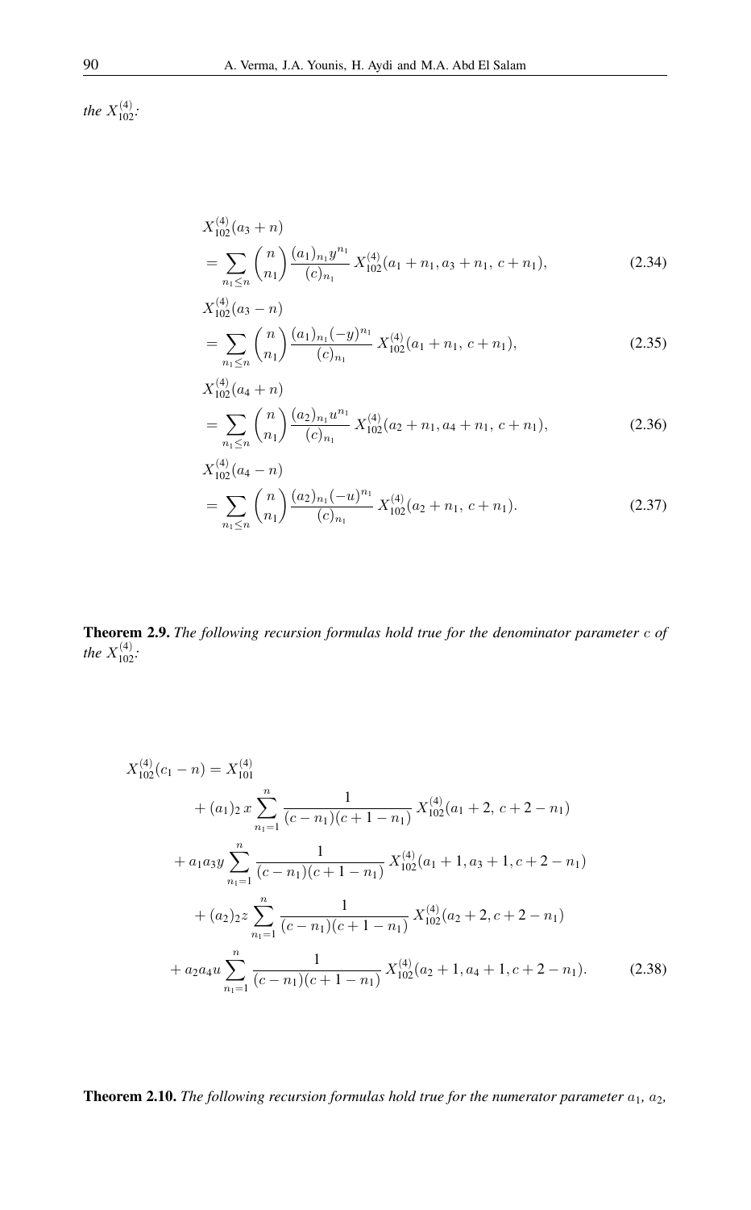*the* $X_{102}^{(4)}$*:*

$$
\begin{aligned}
& X_{102}^{(4)}(a_3+n) \\
& = \sum_{n_1 \leq n} \binom{n}{n_1} \frac{(a_1)_{n_1} y^{n_1}}{(c)_{n_1}} \, X_{102}^{(4)}(a_1+n_1, a_3+n_1, \, c+n_1),
\end{aligned} \tag{2.34}
$$

$$
\begin{aligned}
& X_{102}^{(4)}(a_3-n) \\
& = \sum_{n_1 \leq n} \binom{n}{n_1} \frac{(a_1)_{n_1} (-y)^{n_1}}{(c)_{n_1}} \, X_{102}^{(4)}(a_1+n_1, \, c+n_1),
\end{aligned} \tag{2.35}
$$

$$
\begin{aligned}
& X_{102}^{(4)}(a_4+n) \\
& = \sum_{n_1 \leq n} \binom{n}{n_1} \frac{(a_2)_{n_1} u^{n_1}}{(c)_{n_1}} \, X_{102}^{(4)}(a_2+n_1, a_4+n_1, \, c+n_1),
\end{aligned} \tag{2.36}
$$

$$
\begin{aligned}
& X_{102}^{(4)}(a_4-n) \\
& = \sum_{n_1 \leq n} \binom{n}{n_1} \frac{(a_2)_{n_1} (-u)^{n_1}}{(c)_{n_1}} \, X_{102}^{(4)}(a_2+n_1, \, c+n_1).
\end{aligned} \tag{2.37}
$$

**Theorem 2.9.** *The following recursion formulas hold true for the denominator parameter* $c$ *of the* $X_{102}^{(4)}$*:*

$$
\begin{aligned}
X_{102}^{(4)}(c_1-n) = X_{101}^{(4)} & \\
& + (a_1)_2 \, x \sum_{n_1=1}^{n} \frac{1}{(c-n_1)(c+1-n_1)} \, X_{102}^{(4)}(a_1+2, \, c+2-n_1) \\
& + a_1 a_3 y \sum_{n_1=1}^{n} \frac{1}{(c-n_1)(c+1-n_1)} \, X_{102}^{(4)}(a_1+1, a_3+1, c+2-n_1) \\
& + (a_2)_2 z \sum_{n_1=1}^{n} \frac{1}{(c-n_1)(c+1-n_1)} \, X_{102}^{(4)}(a_2+2, c+2-n_1) \\
& + a_2 a_4 u \sum_{n_1=1}^{n} \frac{1}{(c-n_1)(c+1-n_1)} \, X_{102}^{(4)}(a_2+1, a_4+1, c+2-n_1).
\end{aligned} \tag{2.38}
$$

**Theorem 2.10.** *The following recursion formulas hold true for the numerator parameter* $a_1$*,* $a_2$*,*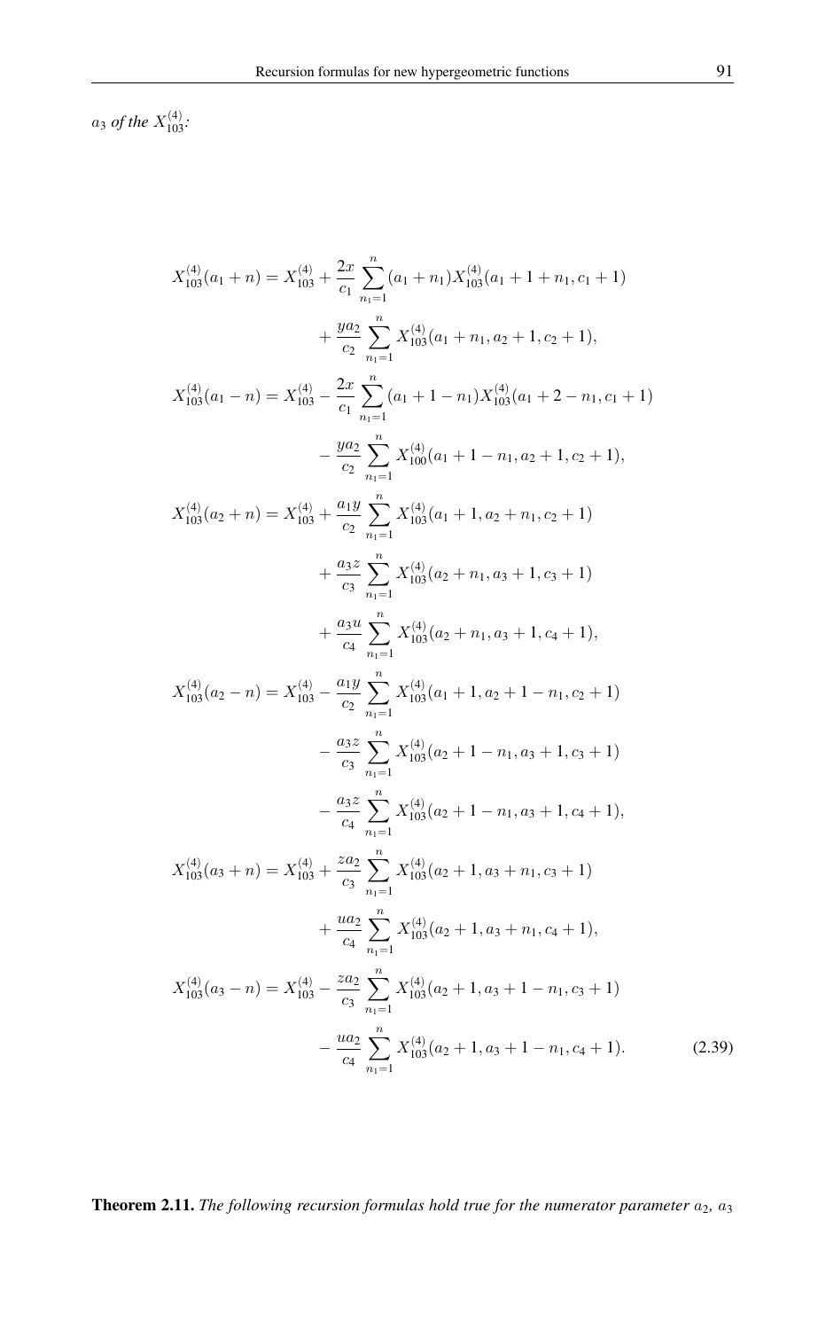$a_3$ *of the* $X_{103}^{(4)}$*:*

$$
\begin{aligned}
X_{103}^{(4)}(a_1+n) &= X_{103}^{(4)} + \frac{2x}{c_1}\sum_{n_1=1}^{n}(a_1+n_1)X_{103}^{(4)}(a_1+1+n_1,c_1+1)\\
&\quad + \frac{ya_2}{c_2}\sum_{n_1=1}^{n}X_{103}^{(4)}(a_1+n_1,a_2+1,c_2+1),\\
X_{103}^{(4)}(a_1-n) &= X_{103}^{(4)} - \frac{2x}{c_1}\sum_{n_1=1}^{n}(a_1+1-n_1)X_{103}^{(4)}(a_1+2-n_1,c_1+1)\\
&\quad - \frac{ya_2}{c_2}\sum_{n_1=1}^{n}X_{100}^{(4)}(a_1+1-n_1,a_2+1,c_2+1),\\
X_{103}^{(4)}(a_2+n) &= X_{103}^{(4)} + \frac{a_1y}{c_2}\sum_{n_1=1}^{n}X_{103}^{(4)}(a_1+1,a_2+n_1,c_2+1)\\
&\quad + \frac{a_3z}{c_3}\sum_{n_1=1}^{n}X_{103}^{(4)}(a_2+n_1,a_3+1,c_3+1)\\
&\quad + \frac{a_3u}{c_4}\sum_{n_1=1}^{n}X_{103}^{(4)}(a_2+n_1,a_3+1,c_4+1),\\
X_{103}^{(4)}(a_2-n) &= X_{103}^{(4)} - \frac{a_1y}{c_2}\sum_{n_1=1}^{n}X_{103}^{(4)}(a_1+1,a_2+1-n_1,c_2+1)\\
&\quad - \frac{a_3z}{c_3}\sum_{n_1=1}^{n}X_{103}^{(4)}(a_2+1-n_1,a_3+1,c_3+1)\\
&\quad - \frac{a_3z}{c_4}\sum_{n_1=1}^{n}X_{103}^{(4)}(a_2+1-n_1,a_3+1,c_4+1),\\
X_{103}^{(4)}(a_3+n) &= X_{103}^{(4)} + \frac{za_2}{c_3}\sum_{n_1=1}^{n}X_{103}^{(4)}(a_2+1,a_3+n_1,c_3+1)\\
&\quad + \frac{ua_2}{c_4}\sum_{n_1=1}^{n}X_{103}^{(4)}(a_2+1,a_3+n_1,c_4+1),\\
X_{103}^{(4)}(a_3-n) &= X_{103}^{(4)} - \frac{za_2}{c_3}\sum_{n_1=1}^{n}X_{103}^{(4)}(a_2+1,a_3+1-n_1,c_3+1)\\
&\quad - \frac{ua_2}{c_4}\sum_{n_1=1}^{n}X_{103}^{(4)}(a_2+1,a_3+1-n_1,c_4+1).
\end{aligned}
\tag{2.39}
$$

**Theorem 2.11.** *The following recursion formulas hold true for the numerator parameter* $a_2$*,* $a_3$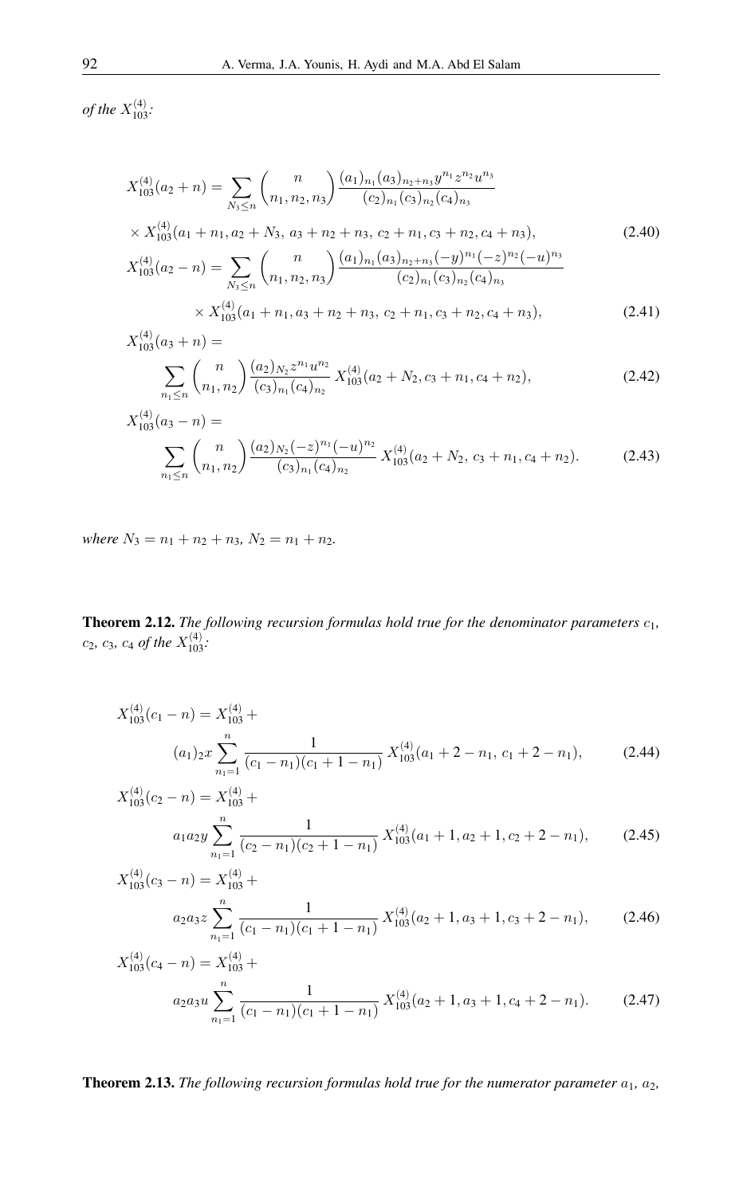*of the* $X_{103}^{(4)}$*:*

$$X_{103}^{(4)}(a_2+n) = \sum_{N_3 \le n} \binom{n}{n_1, n_2, n_3} \frac{(a_1)_{n_1}(a_3)_{n_2+n_3} y^{n_1} z^{n_2} u^{n_3}}{(c_2)_{n_1}(c_3)_{n_2}(c_4)_{n_3}}$$

$$\times X_{103}^{(4)}(a_1+n_1, a_2+N_3,\ a_3+n_2+n_3,\ c_2+n_1, c_3+n_2, c_4+n_3), \tag{2.40}$$

$$X_{103}^{(4)}(a_2-n) = \sum_{N_3 \le n} \binom{n}{n_1, n_2, n_3} \frac{(a_1)_{n_1}(a_3)_{n_2+n_3}(-y)^{n_1}(-z)^{n_2}(-u)^{n_3}}{(c_2)_{n_1}(c_3)_{n_2}(c_4)_{n_3}}$$

$$\times X_{103}^{(4)}(a_1+n_1, a_3+n_2+n_3,\ c_2+n_1, c_3+n_2, c_4+n_3), \tag{2.41}$$

$$X_{103}^{(4)}(a_3+n) = \sum_{n_1 \le n} \binom{n}{n_1, n_2} \frac{(a_2)_{N_2} z^{n_1} u^{n_2}}{(c_3)_{n_1}(c_4)_{n_2}} X_{103}^{(4)}(a_2+N_2, c_3+n_1, c_4+n_2), \tag{2.42}$$

$$X_{103}^{(4)}(a_3-n) = \sum_{n_1 \le n} \binom{n}{n_1, n_2} \frac{(a_2)_{N_2}(-z)^{n_1}(-u)^{n_2}}{(c_3)_{n_1}(c_4)_{n_2}} X_{103}^{(4)}(a_2+N_2,\ c_3+n_1, c_4+n_2). \tag{2.43}$$

*where* $N_3 = n_1+n_2+n_3$, $N_2 = n_1+n_2$.

**Theorem 2.12.** *The following recursion formulas hold true for the denominator parameters* $c_1$, $c_2$, $c_3$, $c_4$ *of the* $X_{103}^{(4)}$*:*

$$X_{103}^{(4)}(c_1-n) = X_{103}^{(4)} + (a_1)_2 x \sum_{n_1=1}^{n} \frac{1}{(c_1-n_1)(c_1+1-n_1)} X_{103}^{(4)}(a_1+2-n_1,\ c_1+2-n_1), \tag{2.44}$$

$$X_{103}^{(4)}(c_2-n) = X_{103}^{(4)} + a_1 a_2 y \sum_{n_1=1}^{n} \frac{1}{(c_2-n_1)(c_2+1-n_1)} X_{103}^{(4)}(a_1+1, a_2+1, c_2+2-n_1), \tag{2.45}$$

$$X_{103}^{(4)}(c_3-n) = X_{103}^{(4)} + a_2 a_3 z \sum_{n_1=1}^{n} \frac{1}{(c_1-n_1)(c_1+1-n_1)} X_{103}^{(4)}(a_2+1, a_3+1, c_3+2-n_1), \tag{2.46}$$

$$X_{103}^{(4)}(c_4-n) = X_{103}^{(4)} + a_2 a_3 u \sum_{n_1=1}^{n} \frac{1}{(c_1-n_1)(c_1+1-n_1)} X_{103}^{(4)}(a_2+1, a_3+1, c_4+2-n_1). \tag{2.47}$$

**Theorem 2.13.** *The following recursion formulas hold true for the numerator parameter* $a_1$, $a_2$,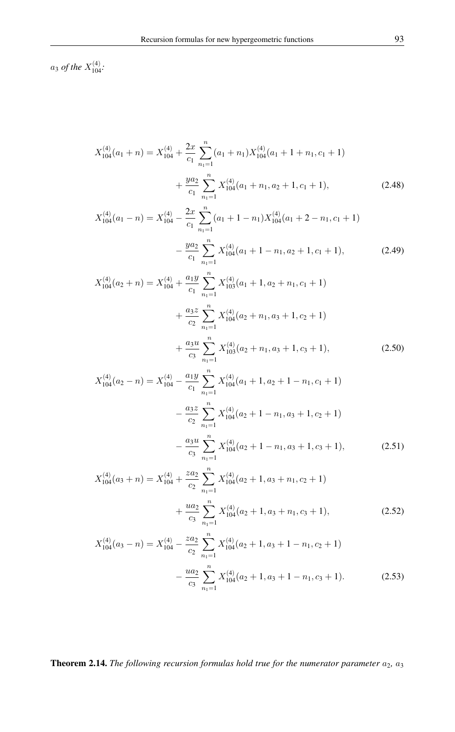$a_3$ *of the* $X_{104}^{(4)}$*:*

$$
\begin{aligned}
X_{104}^{(4)}(a_1+n) = X_{104}^{(4)} &+ \frac{2x}{c_1}\sum_{n_1=1}^{n}(a_1+n_1)X_{104}^{(4)}(a_1+1+n_1, c_1+1) \\
&+ \frac{ya_2}{c_1}\sum_{n_1=1}^{n}X_{104}^{(4)}(a_1+n_1, a_2+1, c_1+1),
\end{aligned}
\tag{2.48}
$$

$$
\begin{aligned}
X_{104}^{(4)}(a_1-n) = X_{104}^{(4)} &- \frac{2x}{c_1}\sum_{n_1=1}^{n}(a_1+1-n_1)X_{104}^{(4)}(a_1+2-n_1, c_1+1) \\
&- \frac{ya_2}{c_1}\sum_{n_1=1}^{n}X_{104}^{(4)}(a_1+1-n_1, a_2+1, c_1+1),
\end{aligned}
\tag{2.49}
$$

$$
\begin{aligned}
X_{104}^{(4)}(a_2+n) = X_{104}^{(4)} &+ \frac{a_1y}{c_1}\sum_{n_1=1}^{n}X_{103}^{(4)}(a_1+1, a_2+n_1, c_1+1) \\
&+ \frac{a_3z}{c_2}\sum_{n_1=1}^{n}X_{104}^{(4)}(a_2+n_1, a_3+1, c_2+1) \\
&+ \frac{a_3u}{c_3}\sum_{n_1=1}^{n}X_{103}^{(4)}(a_2+n_1, a_3+1, c_3+1),
\end{aligned}
\tag{2.50}
$$

$$
\begin{aligned}
X_{104}^{(4)}(a_2-n) = X_{104}^{(4)} &- \frac{a_1y}{c_1}\sum_{n_1=1}^{n}X_{104}^{(4)}(a_1+1, a_2+1-n_1, c_1+1) \\
&- \frac{a_3z}{c_2}\sum_{n_1=1}^{n}X_{104}^{(4)}(a_2+1-n_1, a_3+1, c_2+1) \\
&- \frac{a_3u}{c_3}\sum_{n_1=1}^{n}X_{104}^{(4)}(a_2+1-n_1, a_3+1, c_3+1),
\end{aligned}
\tag{2.51}
$$

$$
\begin{aligned}
X_{104}^{(4)}(a_3+n) = X_{104}^{(4)} &+ \frac{za_2}{c_2}\sum_{n_1=1}^{n}X_{104}^{(4)}(a_2+1, a_3+n_1, c_2+1) \\
&+ \frac{ua_2}{c_3}\sum_{n_1=1}^{n}X_{104}^{(4)}(a_2+1, a_3+n_1, c_3+1),
\end{aligned}
\tag{2.52}
$$

$$
\begin{aligned}
X_{104}^{(4)}(a_3-n) = X_{104}^{(4)} &- \frac{za_2}{c_2}\sum_{n_1=1}^{n}X_{104}^{(4)}(a_2+1, a_3+1-n_1, c_2+1) \\
&- \frac{ua_2}{c_3}\sum_{n_1=1}^{n}X_{104}^{(4)}(a_2+1, a_3+1-n_1, c_3+1).
\end{aligned}
\tag{2.53}
$$

**Theorem 2.14.** *The following recursion formulas hold true for the numerator parameter* $a_2$*,* $a_3$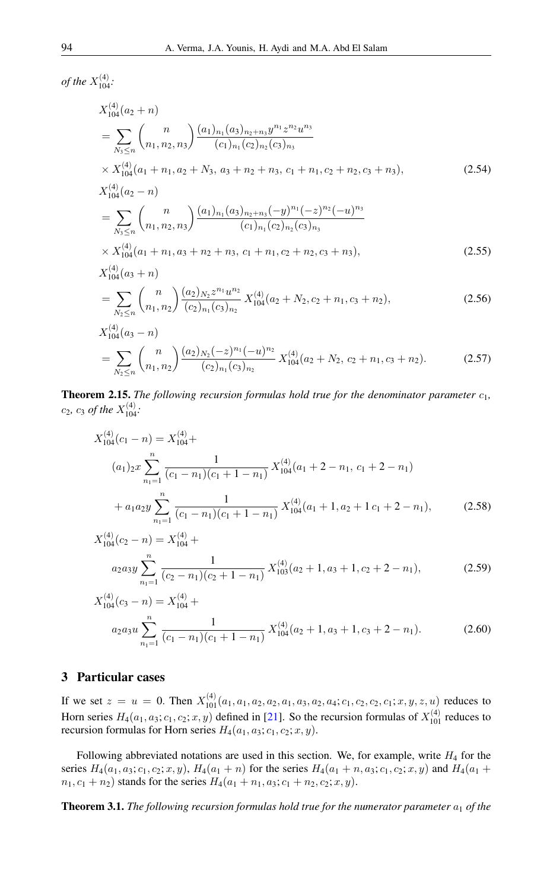*of the* $X_{104}^{(4)}$:

$$
\begin{aligned}
&X_{104}^{(4)}(a_2+n) \\
&= \sum_{N_3 \le n} \binom{n}{n_1, n_2, n_3} \frac{(a_1)_{n_1}(a_3)_{n_2+n_3} y^{n_1} z^{n_2} u^{n_3}}{(c_1)_{n_1}(c_2)_{n_2}(c_3)_{n_3}} \\
&\times X_{104}^{(4)}(a_1+n_1, a_2+N_3,\, a_3+n_2+n_3,\, c_1+n_1, c_2+n_2, c_3+n_3),
\end{aligned}
\tag{2.54}
$$

$$
\begin{aligned}
&X_{104}^{(4)}(a_2-n) \\
&= \sum_{N_3 \le n} \binom{n}{n_1, n_2, n_3} \frac{(a_1)_{n_1}(a_3)_{n_2+n_3} (-y)^{n_1} (-z)^{n_2} (-u)^{n_3}}{(c_1)_{n_1}(c_2)_{n_2}(c_3)_{n_3}} \\
&\times X_{104}^{(4)}(a_1+n_1, a_3+n_2+n_3,\, c_1+n_1, c_2+n_2, c_3+n_3),
\end{aligned}
\tag{2.55}
$$

$$
\begin{aligned}
&X_{104}^{(4)}(a_3+n) \\
&= \sum_{N_2 \le n} \binom{n}{n_1, n_2} \frac{(a_2)_{N_2} z^{n_1} u^{n_2}}{(c_2)_{n_1}(c_3)_{n_2}}\, X_{104}^{(4)}(a_2+N_2, c_2+n_1, c_3+n_2),
\end{aligned}
\tag{2.56}
$$

$$
\begin{aligned}
&X_{104}^{(4)}(a_3-n) \\
&= \sum_{N_2 \le n} \binom{n}{n_1, n_2} \frac{(a_2)_{N_2} (-z)^{n_1} (-u)^{n_2}}{(c_2)_{n_1}(c_3)_{n_2}}\, X_{104}^{(4)}(a_2+N_2,\, c_2+n_1, c_3+n_2).
\end{aligned}
\tag{2.57}
$$

**Theorem 2.15.** *The following recursion formulas hold true for the denominator parameter* $c_1$, $c_2$, $c_3$ *of the* $X_{104}^{(4)}$:

$$
\begin{aligned}
X_{104}^{(4)}(c_1-n) &= X_{104}^{(4)} + \\
&(a_1)_2 x \sum_{n_1=1}^{n} \frac{1}{(c_1-n_1)(c_1+1-n_1)}\, X_{104}^{(4)}(a_1+2-n_1,\, c_1+2-n_1) \\
&+ a_1 a_2 y \sum_{n_1=1}^{n} \frac{1}{(c_1-n_1)(c_1+1-n_1)}\, X_{104}^{(4)}(a_1+1, a_2+1\, c_1+2-n_1),
\end{aligned}
\tag{2.58}
$$

$$
\begin{aligned}
X_{104}^{(4)}(c_2-n) &= X_{104}^{(4)} + \\
&a_2 a_3 y \sum_{n_1=1}^{n} \frac{1}{(c_2-n_1)(c_2+1-n_1)}\, X_{103}^{(4)}(a_2+1, a_3+1, c_2+2-n_1),
\end{aligned}
\tag{2.59}
$$

$$
\begin{aligned}
X_{104}^{(4)}(c_3-n) &= X_{104}^{(4)} + \\
&a_2 a_3 u \sum_{n_1=1}^{n} \frac{1}{(c_1-n_1)(c_1+1-n_1)}\, X_{104}^{(4)}(a_2+1, a_3+1, c_3+2-n_1).
\end{aligned}
\tag{2.60}
$$

## 3 Particular cases

If we set $z = u = 0$. Then $X_{101}^{(4)}(a_1, a_1, a_2, a_2, a_1, a_3, a_2, a_4; c_1, c_2, c_2, c_1; x, y, z, u)$ reduces to Horn series $H_4(a_1, a_3; c_1, c_2; x, y)$ defined in [21]. So the recursion formulas of $X_{101}^{(4)}$ reduces to recursion formulas for Horn series $H_4(a_1, a_3; c_1, c_2; x, y)$.

Following abbreviated notations are used in this section. We, for example, write $H_4$ for the series $H_4(a_1, a_3; c_1, c_2; x, y)$, $H_4(a_1+n)$ for the series $H_4(a_1+n, a_3; c_1, c_2; x, y)$ and $H_4(a_1+n_1, c_1+n_2)$ stands for the series $H_4(a_1+n_1, a_3; c_1+n_2, c_2; x, y)$.

**Theorem 3.1.** *The following recursion formulas hold true for the numerator parameter* $a_1$ *of the*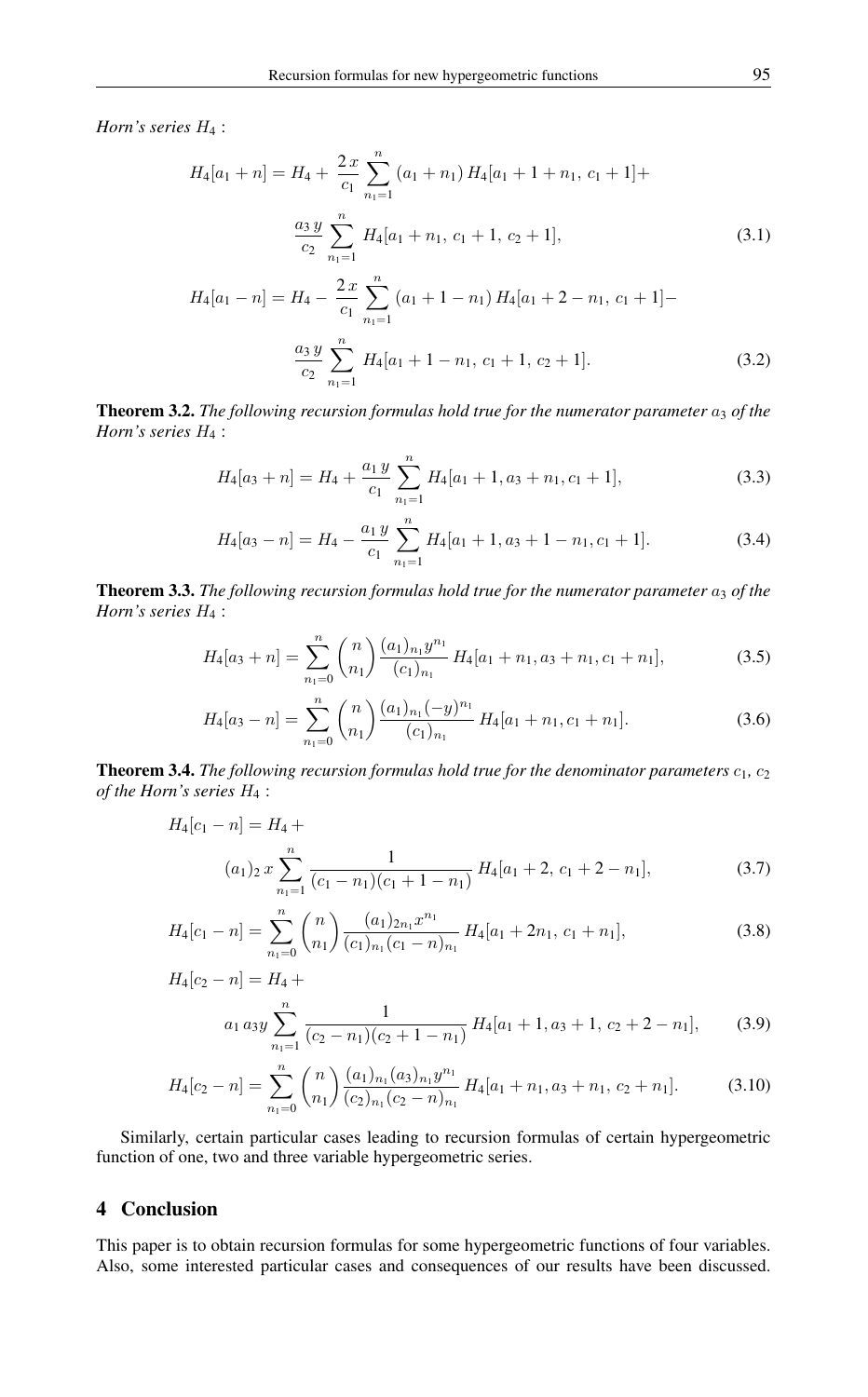*Horn's series* $H_4$ :

$$H_4[a_1+n] = H_4 + \frac{2\,x}{c_1}\sum_{n_1=1}^{n}(a_1+n_1)\,H_4[a_1+1+n_1,\,c_1+1]+$$

$$\frac{a_3\,y}{c_2}\sum_{n_1=1}^{n}H_4[a_1+n_1,\,c_1+1,\,c_2+1], \tag{3.1}$$

$$H_4[a_1-n] = H_4 - \frac{2\,x}{c_1}\sum_{n_1=1}^{n}(a_1+1-n_1)\,H_4[a_1+2-n_1,\,c_1+1]-$$

$$\frac{a_3\,y}{c_2}\sum_{n_1=1}^{n}H_4[a_1+1-n_1,\,c_1+1,\,c_2+1]. \tag{3.2}$$

**Theorem 3.2.** *The following recursion formulas hold true for the numerator parameter $a_3$ of the Horn's series $H_4$ :*

$$H_4[a_3+n] = H_4 + \frac{a_1\,y}{c_1}\sum_{n_1=1}^{n}H_4[a_1+1, a_3+n_1, c_1+1], \tag{3.3}$$

$$H_4[a_3-n] = H_4 - \frac{a_1\,y}{c_1}\sum_{n_1=1}^{n}H_4[a_1+1, a_3+1-n_1, c_1+1]. \tag{3.4}$$

**Theorem 3.3.** *The following recursion formulas hold true for the numerator parameter $a_3$ of the Horn's series $H_4$ :*

$$H_4[a_3+n] = \sum_{n_1=0}^{n}\binom{n}{n_1}\frac{(a_1)_{n_1}y^{n_1}}{(c_1)_{n_1}}\,H_4[a_1+n_1, a_3+n_1, c_1+n_1], \tag{3.5}$$

$$H_4[a_3-n] = \sum_{n_1=0}^{n}\binom{n}{n_1}\frac{(a_1)_{n_1}(-y)^{n_1}}{(c_1)_{n_1}}\,H_4[a_1+n_1, c_1+n_1]. \tag{3.6}$$

**Theorem 3.4.** *The following recursion formulas hold true for the denominator parameters $c_1$, $c_2$ of the Horn's series $H_4$ :*

$$H_4[c_1-n] = H_4 +$$

$$(a_1)_2\,x\sum_{n_1=1}^{n}\frac{1}{(c_1-n_1)(c_1+1-n_1)}\,H_4[a_1+2,\,c_1+2-n_1], \tag{3.7}$$

$$H_4[c_1-n] = \sum_{n_1=0}^{n}\binom{n}{n_1}\frac{(a_1)_{2n_1}x^{n_1}}{(c_1)_{n_1}(c_1-n)_{n_1}}\,H_4[a_1+2n_1,\,c_1+n_1], \tag{3.8}$$

$$H_4[c_2-n] = H_4 +$$

$$a_1\,a_3 y\sum_{n_1=1}^{n}\frac{1}{(c_2-n_1)(c_2+1-n_1)}\,H_4[a_1+1, a_3+1,\,c_2+2-n_1], \tag{3.9}$$

$$H_4[c_2-n] = \sum_{n_1=0}^{n}\binom{n}{n_1}\frac{(a_1)_{n_1}(a_3)_{n_1}y^{n_1}}{(c_2)_{n_1}(c_2-n)_{n_1}}\,H_4[a_1+n_1, a_3+n_1,\,c_2+n_1]. \tag{3.10}$$

Similarly, certain particular cases leading to recursion formulas of certain hypergeometric function of one, two and three variable hypergeometric series.

## 4 Conclusion

This paper is to obtain recursion formulas for some hypergeometric functions of four variables. Also, some interested particular cases and consequences of our results have been discussed.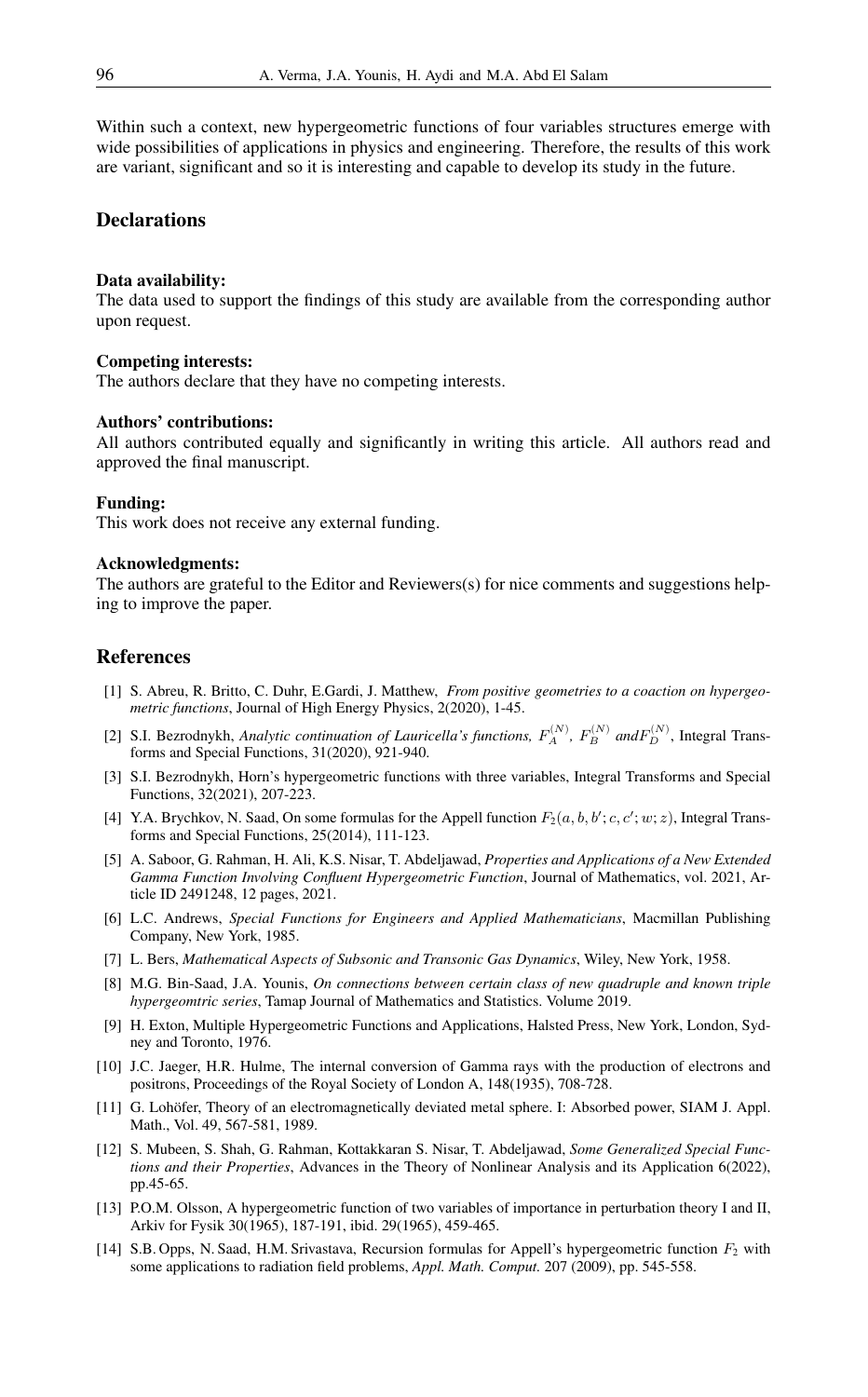Within such a context, new hypergeometric functions of four variables structures emerge with wide possibilities of applications in physics and engineering. Therefore, the results of this work are variant, significant and so it is interesting and capable to develop its study in the future.

## Declarations

**Data availability:**
The data used to support the findings of this study are available from the corresponding author upon request.

**Competing interests:**
The authors declare that they have no competing interests.

**Authors' contributions:**
All authors contributed equally and significantly in writing this article. All authors read and approved the final manuscript.

**Funding:**
This work does not receive any external funding.

**Acknowledgments:**
The authors are grateful to the Editor and Reviewers(s) for nice comments and suggestions helping to improve the paper.

## References

[1] S. Abreu, R. Britto, C. Duhr, E.Gardi, J. Matthew, *From positive geometries to a coaction on hypergeometric functions*, Journal of High Energy Physics, 2(2020), 1-45.

[2] S.I. Bezrodnykh, *Analytic continuation of Lauricella's functions, $F_A^{(N)}$, $F_B^{(N)}$ and$F_D^{(N)}$*, Integral Transforms and Special Functions, 31(2020), 921-940.

[3] S.I. Bezrodnykh, Horn's hypergeometric functions with three variables, Integral Transforms and Special Functions, 32(2021), 207-223.

[4] Y.A. Brychkov, N. Saad, On some formulas for the Appell function $F_2(a, b, b'; c, c'; w; z)$, Integral Transforms and Special Functions, 25(2014), 111-123.

[5] A. Saboor, G. Rahman, H. Ali, K.S. Nisar, T. Abdeljawad, *Properties and Applications of a New Extended Gamma Function Involving Confluent Hypergeometric Function*, Journal of Mathematics, vol. 2021, Article ID 2491248, 12 pages, 2021.

[6] L.C. Andrews, *Special Functions for Engineers and Applied Mathematicians*, Macmillan Publishing Company, New York, 1985.

[7] L. Bers, *Mathematical Aspects of Subsonic and Transonic Gas Dynamics*, Wiley, New York, 1958.

[8] M.G. Bin-Saad, J.A. Younis, *On connections between certain class of new quadruple and known triple hypergeomtric series*, Tamap Journal of Mathematics and Statistics. Volume 2019.

[9] H. Exton, Multiple Hypergeometric Functions and Applications, Halsted Press, New York, London, Sydney and Toronto, 1976.

[10] J.C. Jaeger, H.R. Hulme, The internal conversion of Gamma rays with the production of electrons and positrons, Proceedings of the Royal Society of London A, 148(1935), 708-728.

[11] G. Lohöfer, Theory of an electromagnetically deviated metal sphere. I: Absorbed power, SIAM J. Appl. Math., Vol. 49, 567-581, 1989.

[12] S. Mubeen, S. Shah, G. Rahman, Kottakkaran S. Nisar, T. Abdeljawad, *Some Generalized Special Functions and their Properties*, Advances in the Theory of Nonlinear Analysis and its Application 6(2022), pp.45-65.

[13] P.O.M. Olsson, A hypergeometric function of two variables of importance in perturbation theory I and II, Arkiv for Fysik 30(1965), 187-191, ibid. 29(1965), 459-465.

[14] S.B. Opps, N. Saad, H.M. Srivastava, Recursion formulas for Appell's hypergeometric function $F_2$ with some applications to radiation field problems, *Appl. Math. Comput.* 207 (2009), pp. 545-558.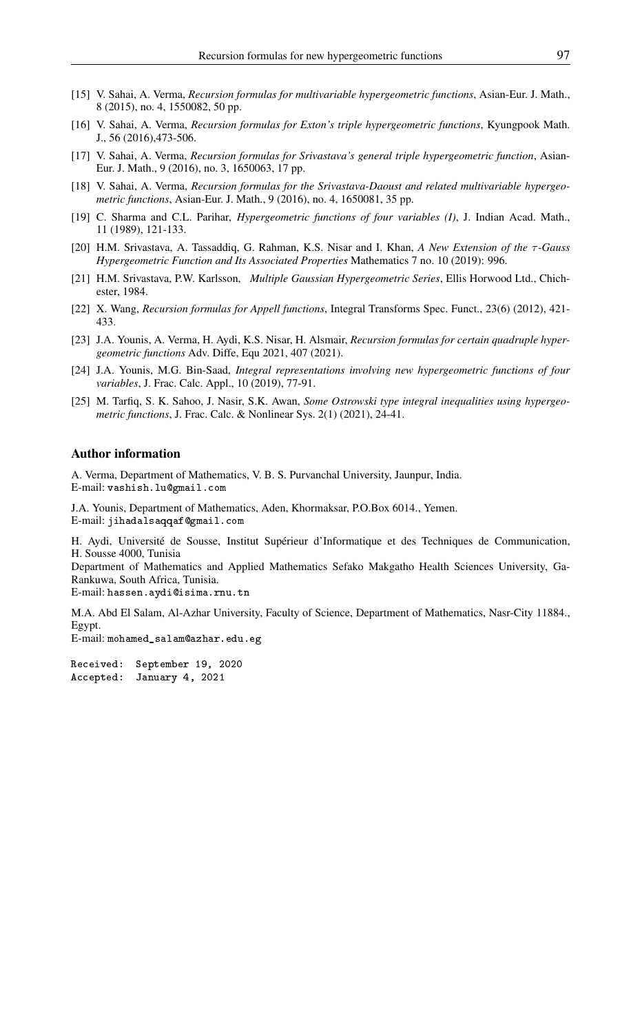[15] V. Sahai, A. Verma, *Recursion formulas for multivariable hypergeometric functions*, Asian-Eur. J. Math., 8 (2015), no. 4, 1550082, 50 pp.

[16] V. Sahai, A. Verma, *Recursion formulas for Exton's triple hypergeometric functions*, Kyungpook Math. J., 56 (2016),473-506.

[17] V. Sahai, A. Verma, *Recursion formulas for Srivastava's general triple hypergeometric function*, Asian-Eur. J. Math., 9 (2016), no. 3, 1650063, 17 pp.

[18] V. Sahai, A. Verma, *Recursion formulas for the Srivastava-Daoust and related multivariable hypergeometric functions*, Asian-Eur. J. Math., 9 (2016), no. 4, 1650081, 35 pp.

[19] C. Sharma and C.L. Parihar, *Hypergeometric functions of four variables (I)*, J. Indian Acad. Math., 11 (1989), 121-133.

[20] H.M. Srivastava, A. Tassaddiq, G. Rahman, K.S. Nisar and I. Khan, *A New Extension of the $\tau$-Gauss Hypergeometric Function and Its Associated Properties* Mathematics 7 no. 10 (2019): 996.

[21] H.M. Srivastava, P.W. Karlsson, *Multiple Gaussian Hypergeometric Series*, Ellis Horwood Ltd., Chichester, 1984.

[22] X. Wang, *Recursion formulas for Appell functions*, Integral Transforms Spec. Funct., 23(6) (2012), 421-433.

[23] J.A. Younis, A. Verma, H. Aydi, K.S. Nisar, H. Alsmair, *Recursion formulas for certain quadruple hypergeometric functions* Adv. Diffe, Equ 2021, 407 (2021).

[24] J.A. Younis, M.G. Bin-Saad, *Integral representations involving new hypergeometric functions of four variables*, J. Frac. Calc. Appl., 10 (2019), 77-91.

[25] M. Tarfiq, S. K. Sahoo, J. Nasir, S.K. Awan, *Some Ostrowski type integral inequalities using hypergeometric functions*, J. Frac. Calc. & Nonlinear Sys. 2(1) (2021), 24-41.

## Author information

A. Verma, Department of Mathematics, V. B. S. Purvanchal University, Jaunpur, India.
E-mail: vashish.lu@gmail.com

J.A. Younis, Department of Mathematics, Aden, Khormaksar, P.O.Box 6014., Yemen.
E-mail: jihadalsaqqaf@gmail.com

H. Aydi, Université de Sousse, Institut Supérieur d'Informatique et des Techniques de Communication, H. Sousse 4000, Tunisia
Department of Mathematics and Applied Mathematics Sefako Makgatho Health Sciences University, Ga-Rankuwa, South Africa, Tunisia.
E-mail: hassen.aydi@isima.rnu.tn

M.A. Abd El Salam, Al-Azhar University, Faculty of Science, Department of Mathematics, Nasr-City 11884., Egypt.
E-mail: mohamed_salam@azhar.edu.eg

Received: September 19, 2020
Accepted: January 4, 2021